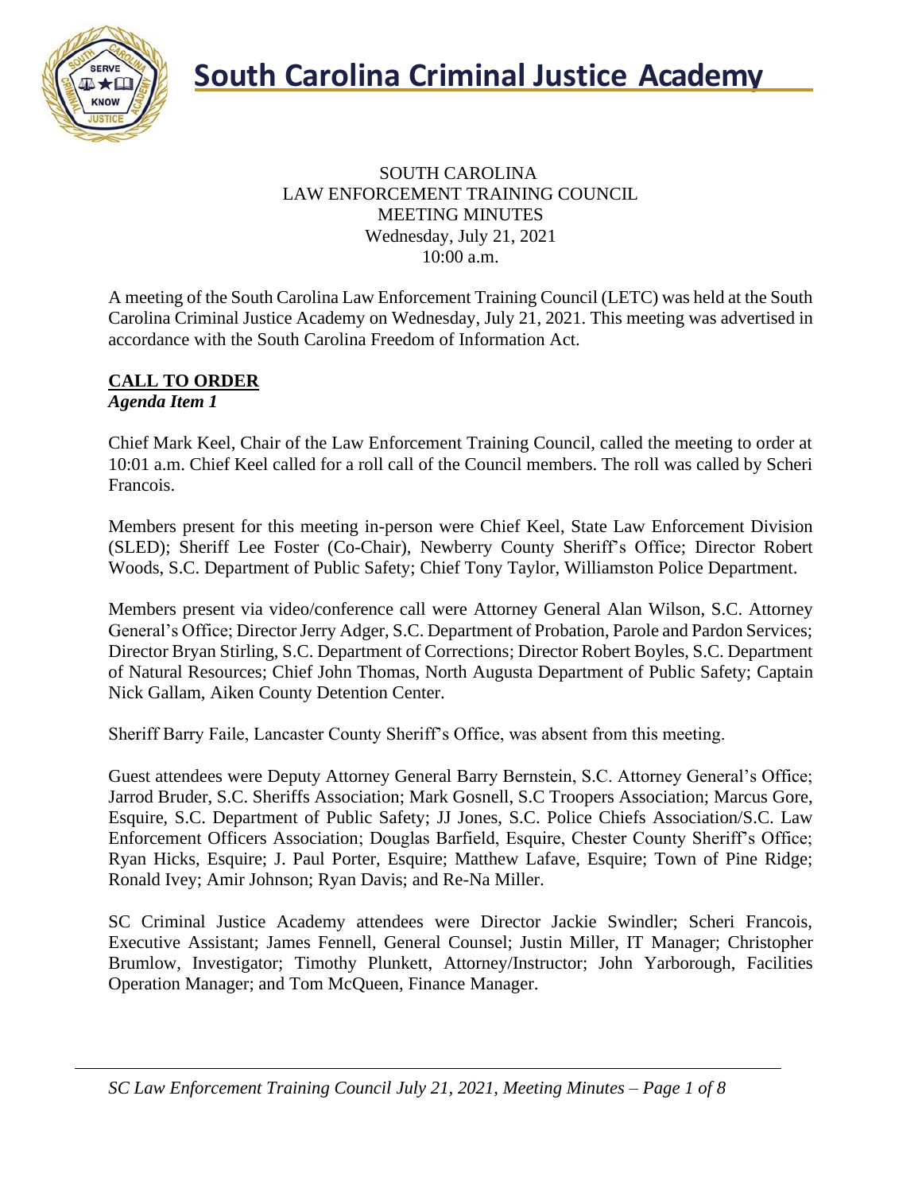# South Carolina Criminal Justice Academy

SOUTH CAROLINA
LAW ENFORCEMENT TRAINING COUNCIL
MEETING MINUTES
Wednesday, July 21, 2021
10:00 a.m.

A meeting of the South Carolina Law Enforcement Training Council (LETC) was held at the South Carolina Criminal Justice Academy on Wednesday, July 21, 2021. This meeting was advertised in accordance with the South Carolina Freedom of Information Act.

## CALL TO ORDER

***Agenda Item 1***

Chief Mark Keel, Chair of the Law Enforcement Training Council, called the meeting to order at 10:01 a.m. Chief Keel called for a roll call of the Council members. The roll was called by Scheri Francois.

Members present for this meeting in-person were Chief Keel, State Law Enforcement Division (SLED); Sheriff Lee Foster (Co-Chair), Newberry County Sheriff's Office; Director Robert Woods, S.C. Department of Public Safety; Chief Tony Taylor, Williamston Police Department.

Members present via video/conference call were Attorney General Alan Wilson, S.C. Attorney General's Office; Director Jerry Adger, S.C. Department of Probation, Parole and Pardon Services; Director Bryan Stirling, S.C. Department of Corrections; Director Robert Boyles, S.C. Department of Natural Resources; Chief John Thomas, North Augusta Department of Public Safety; Captain Nick Gallam, Aiken County Detention Center.

Sheriff Barry Faile, Lancaster County Sheriff's Office, was absent from this meeting.

Guest attendees were Deputy Attorney General Barry Bernstein, S.C. Attorney General's Office; Jarrod Bruder, S.C. Sheriffs Association; Mark Gosnell, S.C Troopers Association; Marcus Gore, Esquire, S.C. Department of Public Safety; JJ Jones, S.C. Police Chiefs Association/S.C. Law Enforcement Officers Association; Douglas Barfield, Esquire, Chester County Sheriff's Office; Ryan Hicks, Esquire; J. Paul Porter, Esquire; Matthew Lafave, Esquire; Town of Pine Ridge; Ronald Ivey; Amir Johnson; Ryan Davis; and Re-Na Miller.

SC Criminal Justice Academy attendees were Director Jackie Swindler; Scheri Francois, Executive Assistant; James Fennell, General Counsel; Justin Miller, IT Manager; Christopher Brumlow, Investigator; Timothy Plunkett, Attorney/Instructor; John Yarborough, Facilities Operation Manager; and Tom McQueen, Finance Manager.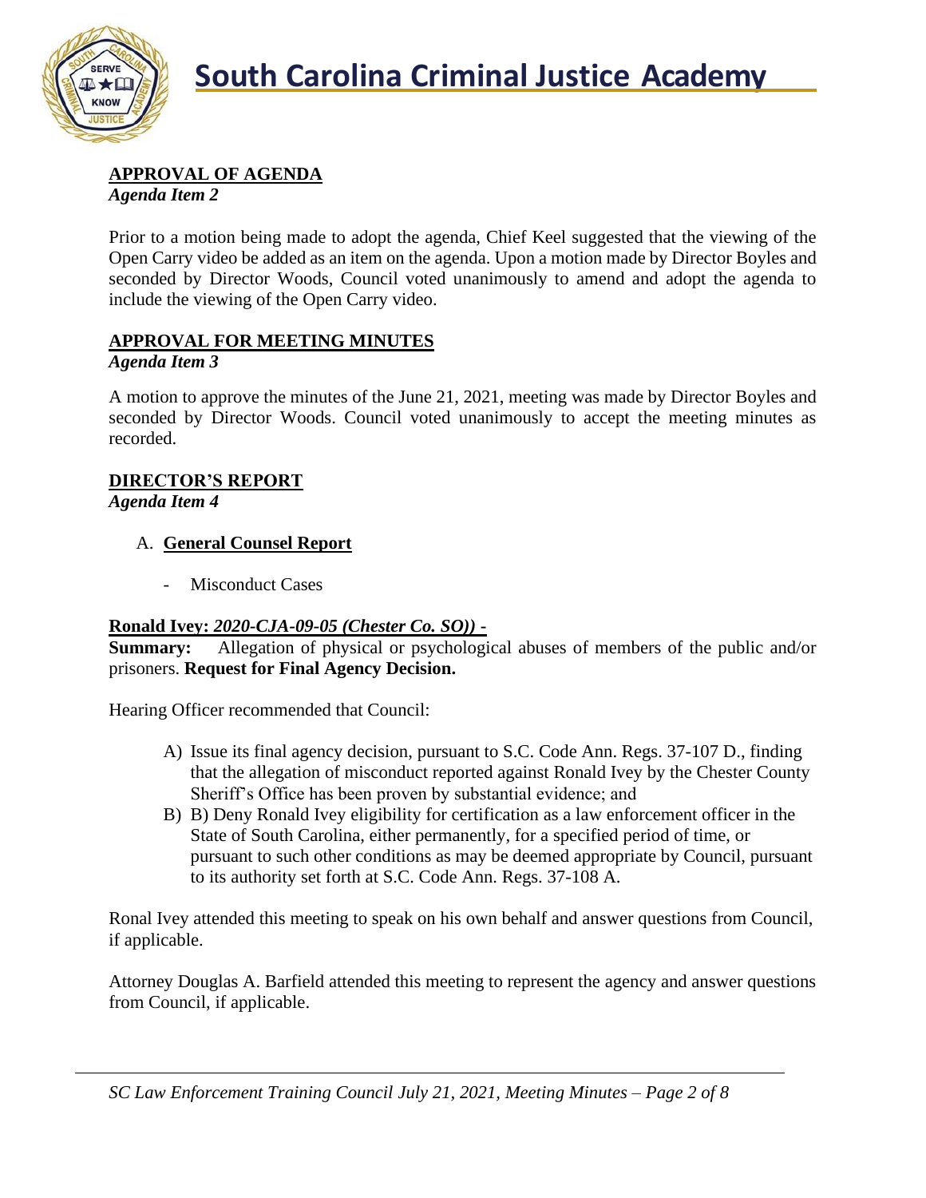**APPROVAL OF AGENDA**
*Agenda Item 2*

Prior to a motion being made to adopt the agenda, Chief Keel suggested that the viewing of the Open Carry video be added as an item on the agenda. Upon a motion made by Director Boyles and seconded by Director Woods, Council voted unanimously to amend and adopt the agenda to include the viewing of the Open Carry video.

**APPROVAL FOR MEETING MINUTES**
*Agenda Item 3*

A motion to approve the minutes of the June 21, 2021, meeting was made by Director Boyles and seconded by Director Woods. Council voted unanimously to accept the meeting minutes as recorded.

**DIRECTOR'S REPORT**
*Agenda Item 4*

A. **General Counsel Report**

- Misconduct Cases

**Ronald Ivey:** ***2020-CJA-09-05 (Chester Co. SO)) -***
**Summary:** Allegation of physical or psychological abuses of members of the public and/or prisoners. **Request for Final Agency Decision.**

Hearing Officer recommended that Council:

A) Issue its final agency decision, pursuant to S.C. Code Ann. Regs. 37-107 D., finding that the allegation of misconduct reported against Ronald Ivey by the Chester County Sheriff's Office has been proven by substantial evidence; and
B) B) Deny Ronald Ivey eligibility for certification as a law enforcement officer in the State of South Carolina, either permanently, for a specified period of time, or pursuant to such other conditions as may be deemed appropriate by Council, pursuant to its authority set forth at S.C. Code Ann. Regs. 37-108 A.

Ronal Ivey attended this meeting to speak on his own behalf and answer questions from Council, if applicable.

Attorney Douglas A. Barfield attended this meeting to represent the agency and answer questions from Council, if applicable.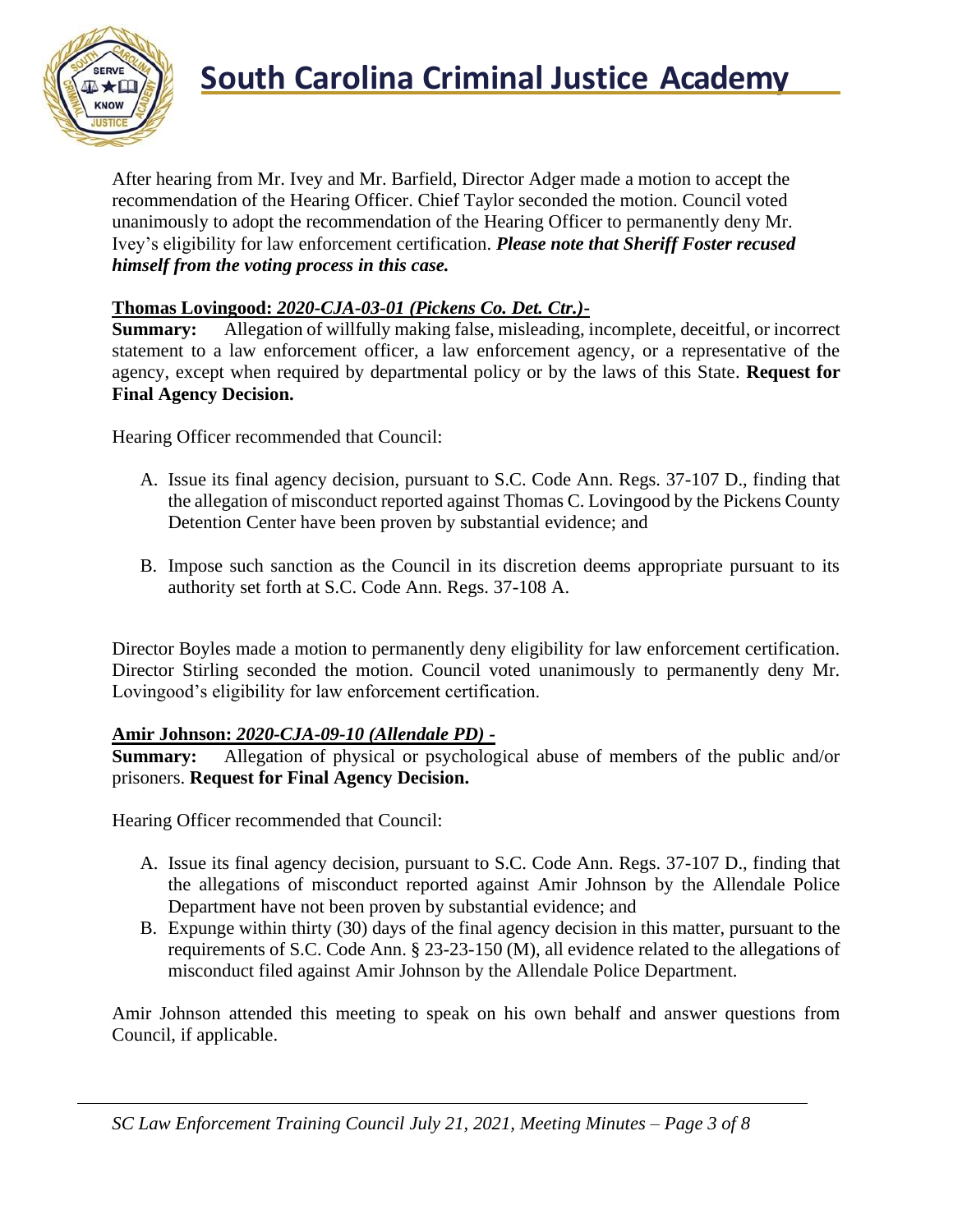After hearing from Mr. Ivey and Mr. Barfield, Director Adger made a motion to accept the recommendation of the Hearing Officer. Chief Taylor seconded the motion. Council voted unanimously to adopt the recommendation of the Hearing Officer to permanently deny Mr. Ivey's eligibility for law enforcement certification. ***Please note that Sheriff Foster recused himself from the voting process in this case.***

**Thomas Lovingood:** ***2020-CJA-03-01 (Pickens Co. Det. Ctr.)-***

**Summary:** Allegation of willfully making false, misleading, incomplete, deceitful, or incorrect statement to a law enforcement officer, a law enforcement agency, or a representative of the agency, except when required by departmental policy or by the laws of this State. **Request for Final Agency Decision.**

Hearing Officer recommended that Council:

A. Issue its final agency decision, pursuant to S.C. Code Ann. Regs. 37-107 D., finding that the allegation of misconduct reported against Thomas C. Lovingood by the Pickens County Detention Center have been proven by substantial evidence; and

B. Impose such sanction as the Council in its discretion deems appropriate pursuant to its authority set forth at S.C. Code Ann. Regs. 37-108 A.

Director Boyles made a motion to permanently deny eligibility for law enforcement certification. Director Stirling seconded the motion. Council voted unanimously to permanently deny Mr. Lovingood's eligibility for law enforcement certification.

**Amir Johnson:** ***2020-CJA-09-10 (Allendale PD) -***

**Summary:** Allegation of physical or psychological abuse of members of the public and/or prisoners. **Request for Final Agency Decision.**

Hearing Officer recommended that Council:

A. Issue its final agency decision, pursuant to S.C. Code Ann. Regs. 37-107 D., finding that the allegations of misconduct reported against Amir Johnson by the Allendale Police Department have not been proven by substantial evidence; and
B. Expunge within thirty (30) days of the final agency decision in this matter, pursuant to the requirements of S.C. Code Ann. § 23-23-150 (M), all evidence related to the allegations of misconduct filed against Amir Johnson by the Allendale Police Department.

Amir Johnson attended this meeting to speak on his own behalf and answer questions from Council, if applicable.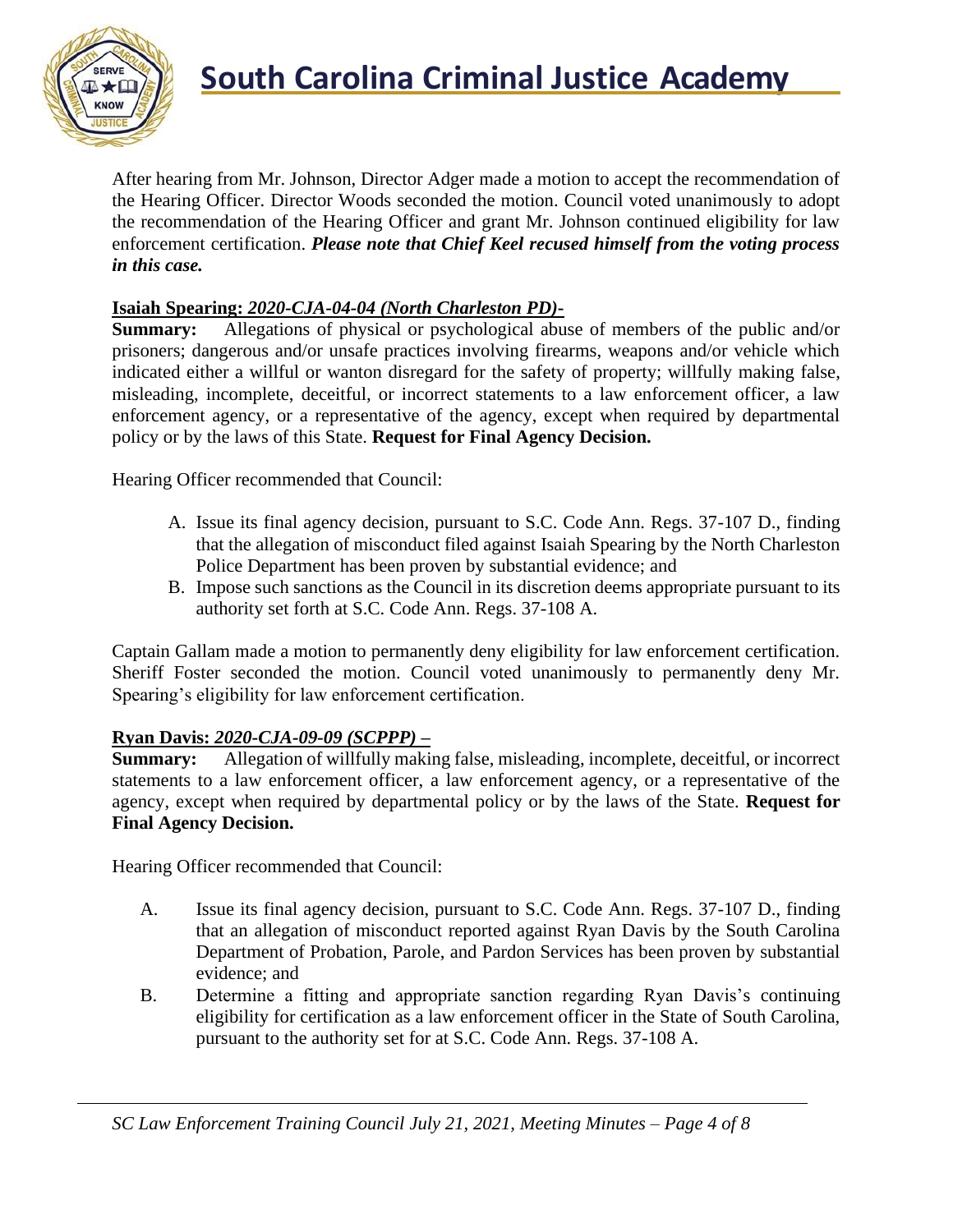After hearing from Mr. Johnson, Director Adger made a motion to accept the recommendation of the Hearing Officer. Director Woods seconded the motion. Council voted unanimously to adopt the recommendation of the Hearing Officer and grant Mr. Johnson continued eligibility for law enforcement certification. ***Please note that Chief Keel recused himself from the voting process in this case.***

**Isaiah Spearing:** ***2020-CJA-04-04 (North Charleston PD)-***

**Summary:** Allegations of physical or psychological abuse of members of the public and/or prisoners; dangerous and/or unsafe practices involving firearms, weapons and/or vehicle which indicated either a willful or wanton disregard for the safety of property; willfully making false, misleading, incomplete, deceitful, or incorrect statements to a law enforcement officer, a law enforcement agency, or a representative of the agency, except when required by departmental policy or by the laws of this State. **Request for Final Agency Decision.**

Hearing Officer recommended that Council:

A. Issue its final agency decision, pursuant to S.C. Code Ann. Regs. 37-107 D., finding that the allegation of misconduct filed against Isaiah Spearing by the North Charleston Police Department has been proven by substantial evidence; and
B. Impose such sanctions as the Council in its discretion deems appropriate pursuant to its authority set forth at S.C. Code Ann. Regs. 37-108 A.

Captain Gallam made a motion to permanently deny eligibility for law enforcement certification. Sheriff Foster seconded the motion. Council voted unanimously to permanently deny Mr. Spearing's eligibility for law enforcement certification.

**Ryan Davis:** ***2020-CJA-09-09 (SCPPP) –***

**Summary:** Allegation of willfully making false, misleading, incomplete, deceitful, or incorrect statements to a law enforcement officer, a law enforcement agency, or a representative of the agency, except when required by departmental policy or by the laws of the State. **Request for Final Agency Decision.**

Hearing Officer recommended that Council:

A. Issue its final agency decision, pursuant to S.C. Code Ann. Regs. 37-107 D., finding that an allegation of misconduct reported against Ryan Davis by the South Carolina Department of Probation, Parole, and Pardon Services has been proven by substantial evidence; and
B. Determine a fitting and appropriate sanction regarding Ryan Davis's continuing eligibility for certification as a law enforcement officer in the State of South Carolina, pursuant to the authority set for at S.C. Code Ann. Regs. 37-108 A.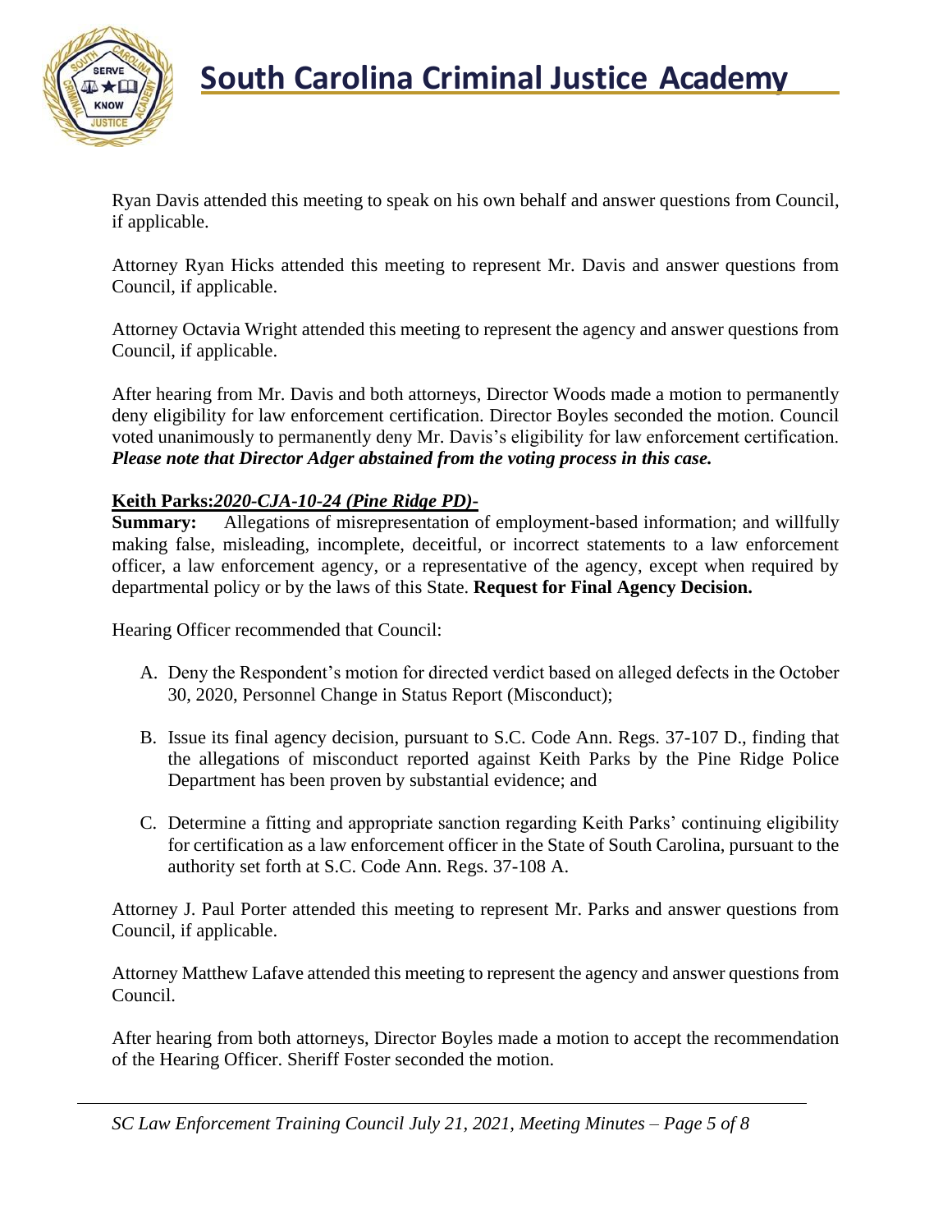Ryan Davis attended this meeting to speak on his own behalf and answer questions from Council, if applicable.

Attorney Ryan Hicks attended this meeting to represent Mr. Davis and answer questions from Council, if applicable.

Attorney Octavia Wright attended this meeting to represent the agency and answer questions from Council, if applicable.

After hearing from Mr. Davis and both attorneys, Director Woods made a motion to permanently deny eligibility for law enforcement certification. Director Boyles seconded the motion. Council voted unanimously to permanently deny Mr. Davis's eligibility for law enforcement certification. ***Please note that Director Adger abstained from the voting process in this case.***

**Keith Parks:*2020-CJA-10-24 (Pine Ridge PD)-***

**Summary:** Allegations of misrepresentation of employment-based information; and willfully making false, misleading, incomplete, deceitful, or incorrect statements to a law enforcement officer, a law enforcement agency, or a representative of the agency, except when required by departmental policy or by the laws of this State. **Request for Final Agency Decision.**

Hearing Officer recommended that Council:

A. Deny the Respondent's motion for directed verdict based on alleged defects in the October 30, 2020, Personnel Change in Status Report (Misconduct);

B. Issue its final agency decision, pursuant to S.C. Code Ann. Regs. 37-107 D., finding that the allegations of misconduct reported against Keith Parks by the Pine Ridge Police Department has been proven by substantial evidence; and

C. Determine a fitting and appropriate sanction regarding Keith Parks' continuing eligibility for certification as a law enforcement officer in the State of South Carolina, pursuant to the authority set forth at S.C. Code Ann. Regs. 37-108 A.

Attorney J. Paul Porter attended this meeting to represent Mr. Parks and answer questions from Council, if applicable.

Attorney Matthew Lafave attended this meeting to represent the agency and answer questions from Council.

After hearing from both attorneys, Director Boyles made a motion to accept the recommendation of the Hearing Officer. Sheriff Foster seconded the motion.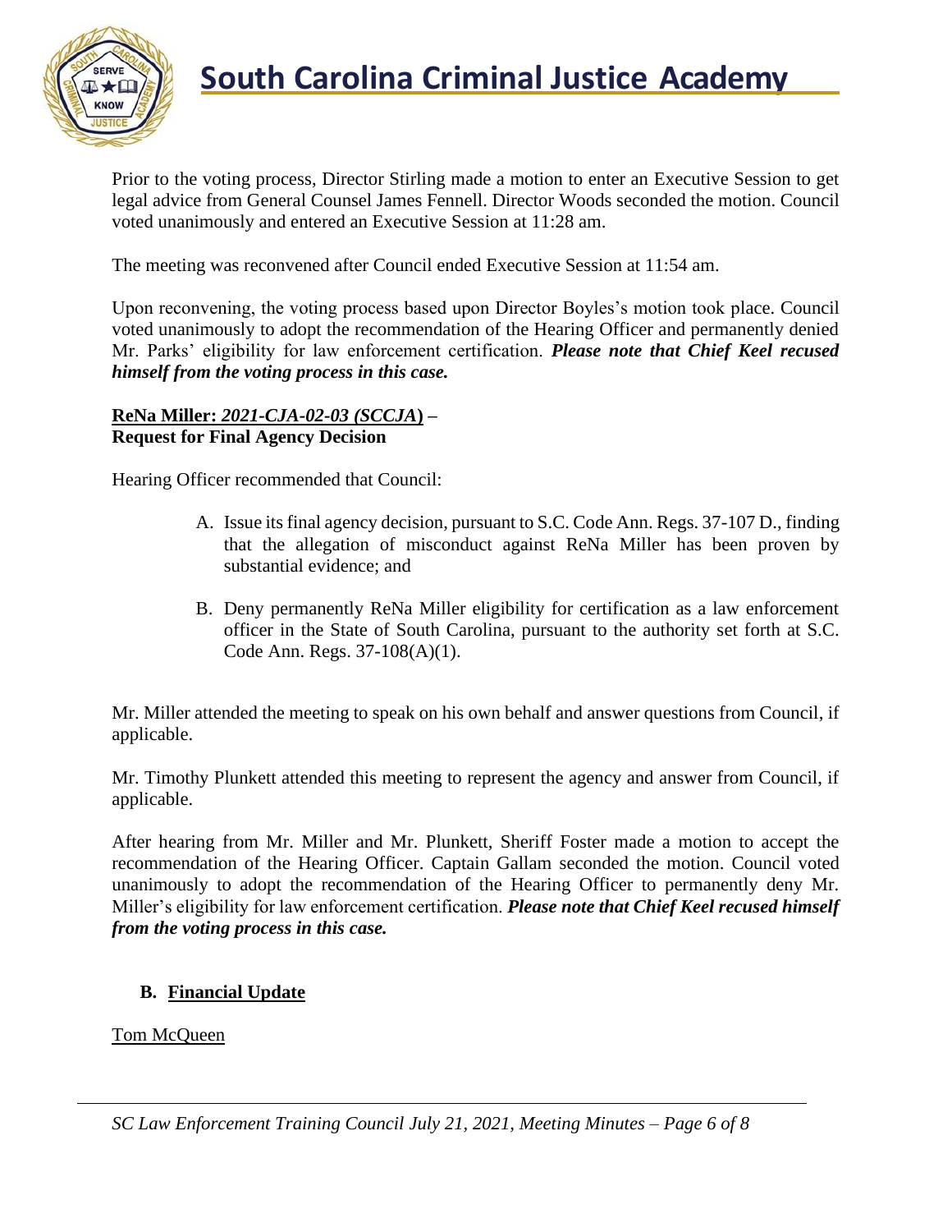Prior to the voting process, Director Stirling made a motion to enter an Executive Session to get legal advice from General Counsel James Fennell. Director Woods seconded the motion. Council voted unanimously and entered an Executive Session at 11:28 am.

The meeting was reconvened after Council ended Executive Session at 11:54 am.

Upon reconvening, the voting process based upon Director Boyles's motion took place. Council voted unanimously to adopt the recommendation of the Hearing Officer and permanently denied Mr. Parks' eligibility for law enforcement certification. ***Please note that Chief Keel recused himself from the voting process in this case.***

**ReNa Miller: *2021-CJA-02-03 (SCCJA)* –**
**Request for Final Agency Decision**

Hearing Officer recommended that Council:

A. Issue its final agency decision, pursuant to S.C. Code Ann. Regs. 37-107 D., finding that the allegation of misconduct against ReNa Miller has been proven by substantial evidence; and

B. Deny permanently ReNa Miller eligibility for certification as a law enforcement officer in the State of South Carolina, pursuant to the authority set forth at S.C. Code Ann. Regs. 37-108(A)(1).

Mr. Miller attended the meeting to speak on his own behalf and answer questions from Council, if applicable.

Mr. Timothy Plunkett attended this meeting to represent the agency and answer from Council, if applicable.

After hearing from Mr. Miller and Mr. Plunkett, Sheriff Foster made a motion to accept the recommendation of the Hearing Officer. Captain Gallam seconded the motion. Council voted unanimously to adopt the recommendation of the Hearing Officer to permanently deny Mr. Miller's eligibility for law enforcement certification. ***Please note that Chief Keel recused himself from the voting process in this case.***

**B. Financial Update**

Tom McQueen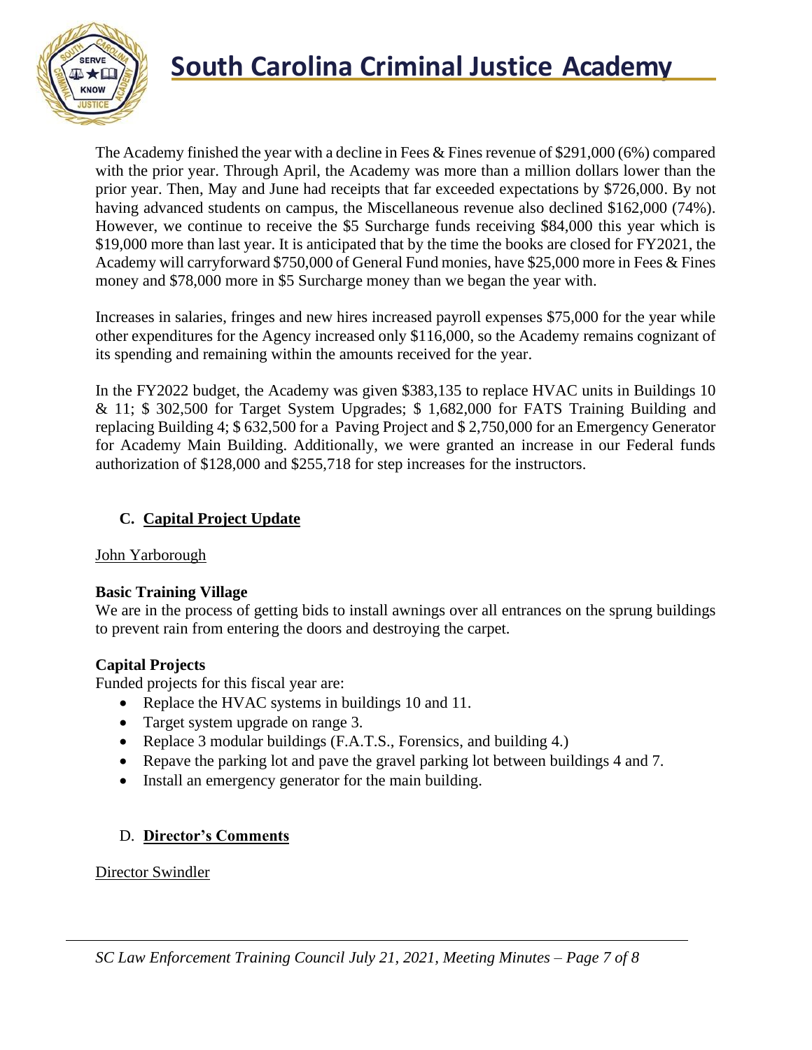The Academy finished the year with a decline in Fees & Fines revenue of $291,000 (6%) compared with the prior year. Through April, the Academy was more than a million dollars lower than the prior year. Then, May and June had receipts that far exceeded expectations by $726,000. By not having advanced students on campus, the Miscellaneous revenue also declined $162,000 (74%). However, we continue to receive the $5 Surcharge funds receiving $84,000 this year which is $19,000 more than last year. It is anticipated that by the time the books are closed for FY2021, the Academy will carryforward $750,000 of General Fund monies, have $25,000 more in Fees & Fines money and $78,000 more in $5 Surcharge money than we began the year with.

Increases in salaries, fringes and new hires increased payroll expenses $75,000 for the year while other expenditures for the Agency increased only $116,000, so the Academy remains cognizant of its spending and remaining within the amounts received for the year.

In the FY2022 budget, the Academy was given $383,135 to replace HVAC units in Buildings 10 & 11; $ 302,500 for Target System Upgrades; $ 1,682,000 for FATS Training Building and replacing Building 4; $ 632,500 for a Paving Project and $ 2,750,000 for an Emergency Generator for Academy Main Building. Additionally, we were granted an increase in our Federal funds authorization of $128,000 and $255,718 for step increases for the instructors.

## C. Capital Project Update

John Yarborough

**Basic Training Village**

We are in the process of getting bids to install awnings over all entrances on the sprung buildings to prevent rain from entering the doors and destroying the carpet.

**Capital Projects**

Funded projects for this fiscal year are:

- Replace the HVAC systems in buildings 10 and 11.
- Target system upgrade on range 3.
- Replace 3 modular buildings (F.A.T.S., Forensics, and building 4.)
- Repave the parking lot and pave the gravel parking lot between buildings 4 and 7.
- Install an emergency generator for the main building.

## D. Director's Comments

Director Swindler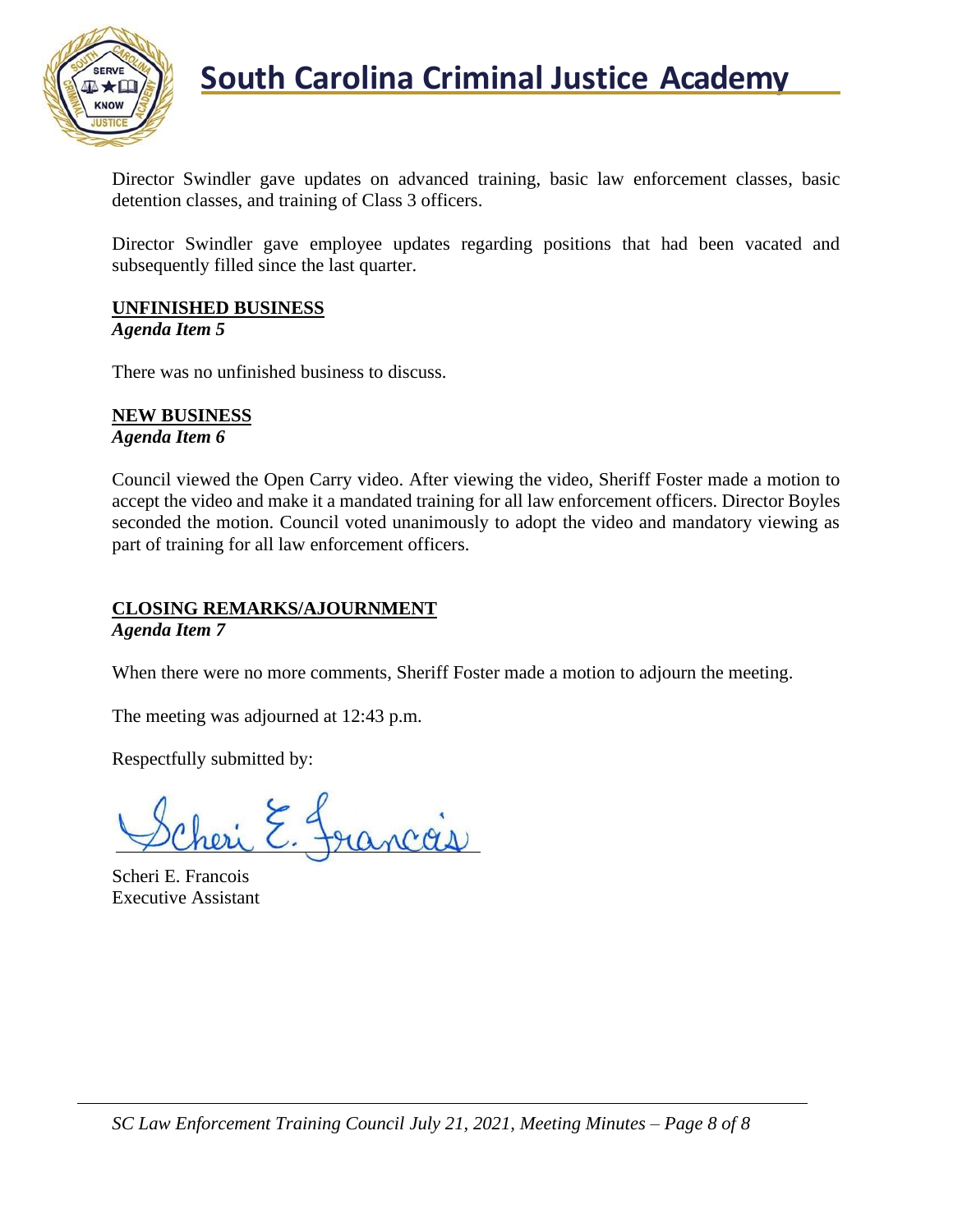Director Swindler gave updates on advanced training, basic law enforcement classes, basic detention classes, and training of Class 3 officers.

Director Swindler gave employee updates regarding positions that had been vacated and subsequently filled since the last quarter.

**UNFINISHED BUSINESS**
***Agenda Item 5***

There was no unfinished business to discuss.

**NEW BUSINESS**
***Agenda Item 6***

Council viewed the Open Carry video. After viewing the video, Sheriff Foster made a motion to accept the video and make it a mandated training for all law enforcement officers. Director Boyles seconded the motion. Council voted unanimously to adopt the video and mandatory viewing as part of training for all law enforcement officers.

**CLOSING REMARKS/AJOURNMENT**
***Agenda Item 7***

When there were no more comments, Sheriff Foster made a motion to adjourn the meeting.

The meeting was adjourned at 12:43 p.m.

Respectfully submitted by:

Scheri E. Francois
Executive Assistant